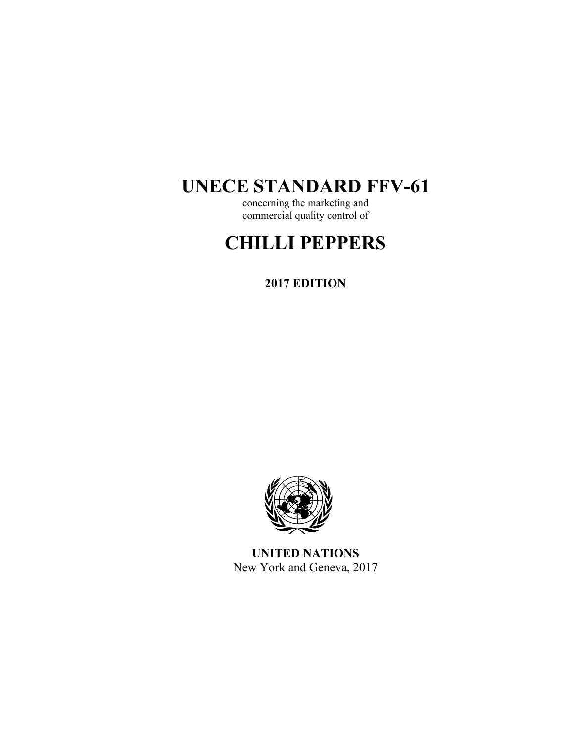# UNECE STANDARD FFV-61

concerning the marketing and
commercial quality control of

# CHILLI PEPPERS

**2017 EDITION**

**UNITED NATIONS**
New York and Geneva, 2017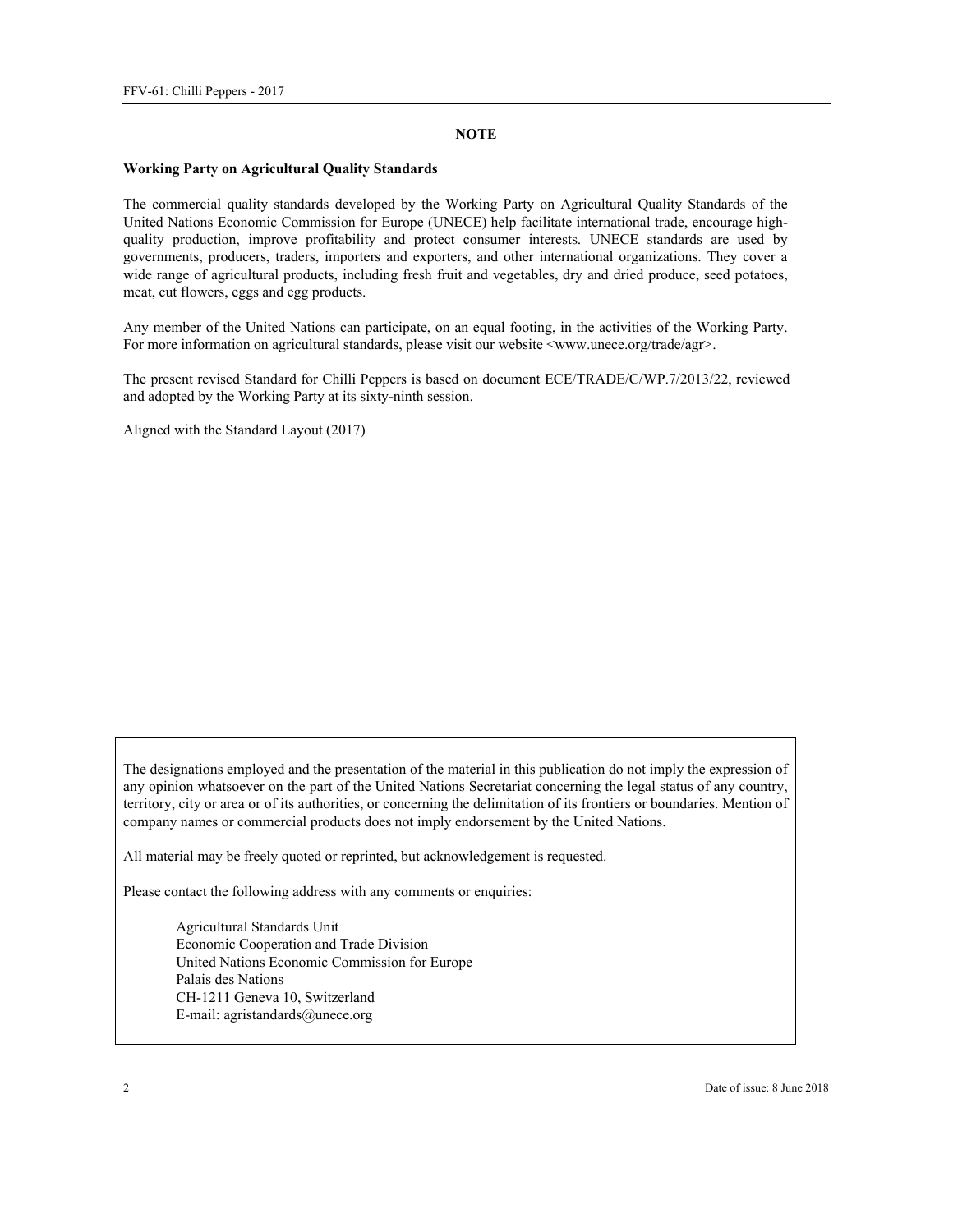## NOTE

**Working Party on Agricultural Quality Standards**

The commercial quality standards developed by the Working Party on Agricultural Quality Standards of the United Nations Economic Commission for Europe (UNECE) help facilitate international trade, encourage high-quality production, improve profitability and protect consumer interests. UNECE standards are used by governments, producers, traders, importers and exporters, and other international organizations. They cover a wide range of agricultural products, including fresh fruit and vegetables, dry and dried produce, seed potatoes, meat, cut flowers, eggs and egg products.

Any member of the United Nations can participate, on an equal footing, in the activities of the Working Party. For more information on agricultural standards, please visit our website <www.unece.org/trade/agr>.

The present revised Standard for Chilli Peppers is based on document ECE/TRADE/C/WP.7/2013/22, reviewed and adopted by the Working Party at its sixty-ninth session.

Aligned with the Standard Layout (2017)

The designations employed and the presentation of the material in this publication do not imply the expression of any opinion whatsoever on the part of the United Nations Secretariat concerning the legal status of any country, territory, city or area or of its authorities, or concerning the delimitation of its frontiers or boundaries. Mention of company names or commercial products does not imply endorsement by the United Nations.

All material may be freely quoted or reprinted, but acknowledgement is requested.

Please contact the following address with any comments or enquiries:

Agricultural Standards Unit
Economic Cooperation and Trade Division
United Nations Economic Commission for Europe
Palais des Nations
CH-1211 Geneva 10, Switzerland
E-mail: agristandards@unece.org

Date of issue: 8 June 2018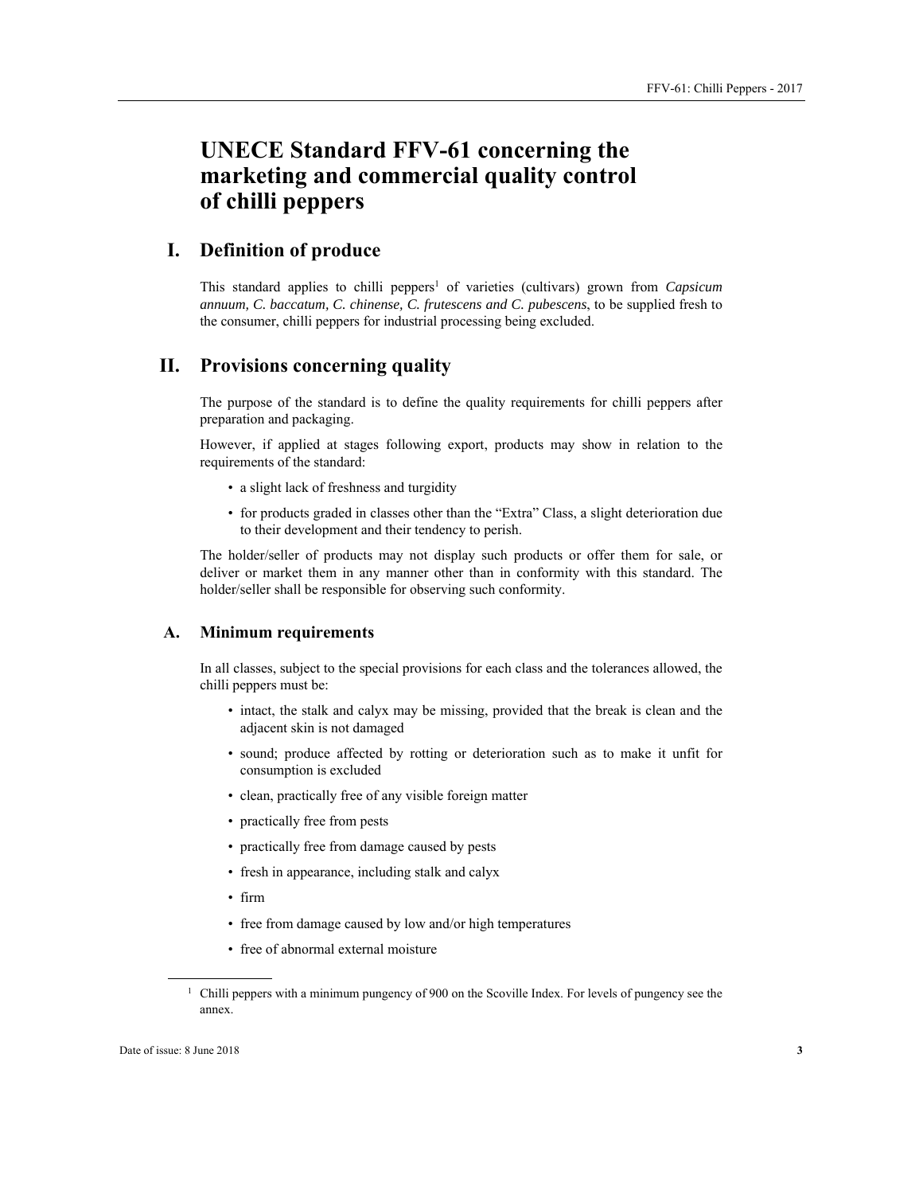# UNECE Standard FFV-61 concerning the marketing and commercial quality control of chilli peppers

## I. Definition of produce

This standard applies to chilli peppers[1] of varieties (cultivars) grown from *Capsicum annuum, C. baccatum, C. chinense, C. frutescens and C. pubescens*, to be supplied fresh to the consumer, chilli peppers for industrial processing being excluded.

## II. Provisions concerning quality

The purpose of the standard is to define the quality requirements for chilli peppers after preparation and packaging.

However, if applied at stages following export, products may show in relation to the requirements of the standard:

- a slight lack of freshness and turgidity
- for products graded in classes other than the "Extra" Class, a slight deterioration due to their development and their tendency to perish.

The holder/seller of products may not display such products or offer them for sale, or deliver or market them in any manner other than in conformity with this standard. The holder/seller shall be responsible for observing such conformity.

### A. Minimum requirements

In all classes, subject to the special provisions for each class and the tolerances allowed, the chilli peppers must be:

- intact, the stalk and calyx may be missing, provided that the break is clean and the adjacent skin is not damaged
- sound; produce affected by rotting or deterioration such as to make it unfit for consumption is excluded
- clean, practically free of any visible foreign matter
- practically free from pests
- practically free from damage caused by pests
- fresh in appearance, including stalk and calyx
- firm
- free from damage caused by low and/or high temperatures
- free of abnormal external moisture

[1] Chilli peppers with a minimum pungency of 900 on the Scoville Index. For levels of pungency see the annex.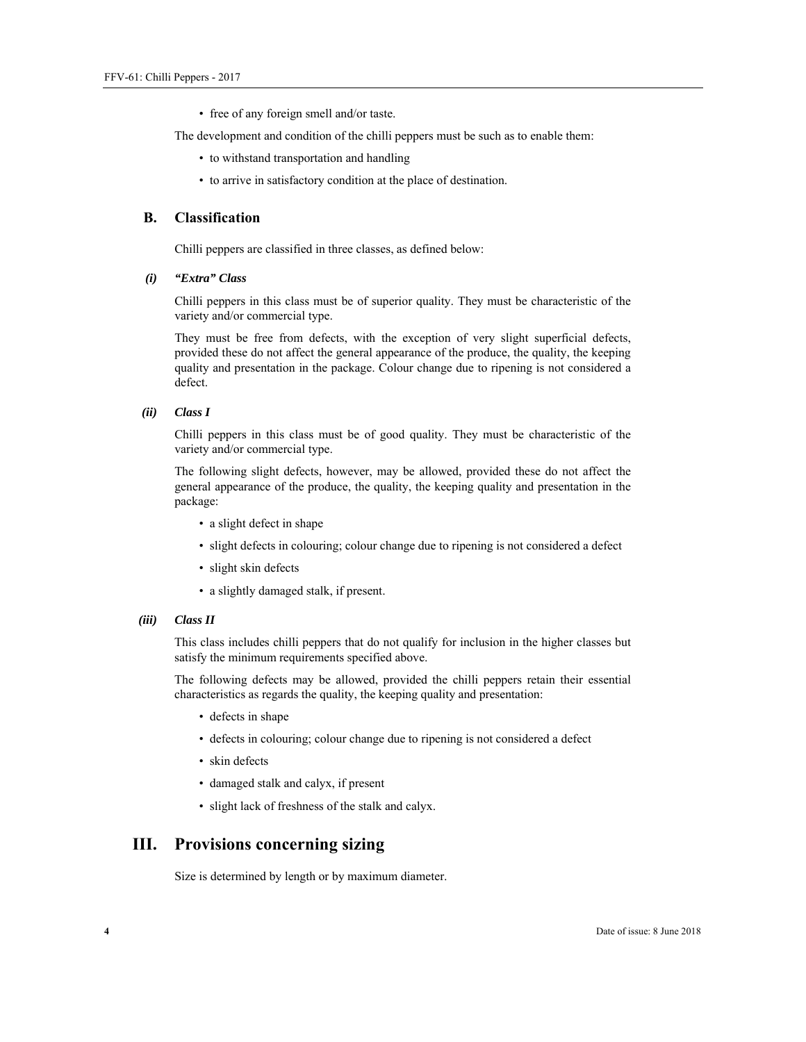- free of any foreign smell and/or taste.

The development and condition of the chilli peppers must be such as to enable them:

- to withstand transportation and handling
- to arrive in satisfactory condition at the place of destination.

## B. Classification

Chilli peppers are classified in three classes, as defined below:

### (i) *"Extra" Class*

Chilli peppers in this class must be of superior quality. They must be characteristic of the variety and/or commercial type.

They must be free from defects, with the exception of very slight superficial defects, provided these do not affect the general appearance of the produce, the quality, the keeping quality and presentation in the package. Colour change due to ripening is not considered a defect.

### (ii) *Class I*

Chilli peppers in this class must be of good quality. They must be characteristic of the variety and/or commercial type.

The following slight defects, however, may be allowed, provided these do not affect the general appearance of the produce, the quality, the keeping quality and presentation in the package:

- a slight defect in shape
- slight defects in colouring; colour change due to ripening is not considered a defect
- slight skin defects
- a slightly damaged stalk, if present.

### (iii) *Class II*

This class includes chilli peppers that do not qualify for inclusion in the higher classes but satisfy the minimum requirements specified above.

The following defects may be allowed, provided the chilli peppers retain their essential characteristics as regards the quality, the keeping quality and presentation:

- defects in shape
- defects in colouring; colour change due to ripening is not considered a defect
- skin defects
- damaged stalk and calyx, if present
- slight lack of freshness of the stalk and calyx.

# III. Provisions concerning sizing

Size is determined by length or by maximum diameter.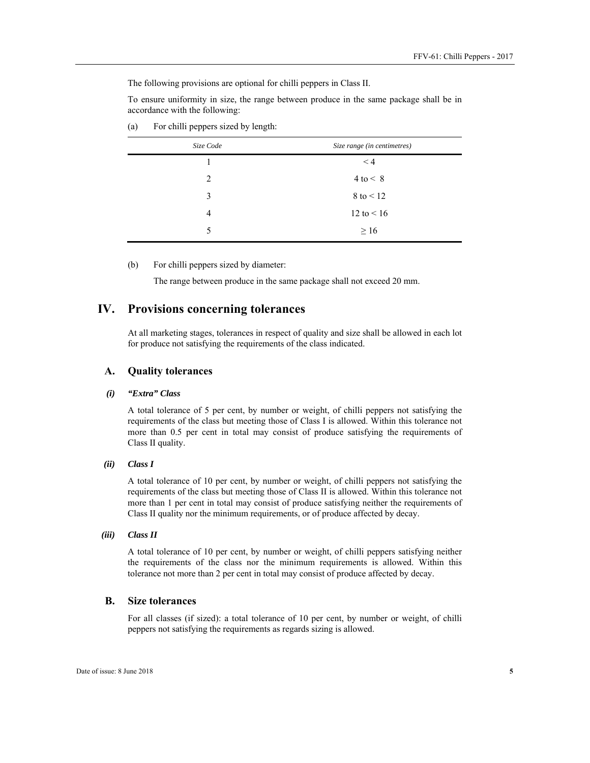The following provisions are optional for chilli peppers in Class II.

To ensure uniformity in size, the range between produce in the same package shall be in accordance with the following:

(a) For chilli peppers sized by length:

| *Size Code* | *Size range (in centimetres)* |
|---|---|
| 1 | < 4 |
| 2 | 4 to < 8 |
| 3 | 8 to < 12 |
| 4 | 12 to < 16 |
| 5 | ≥ 16 |

(b) For chilli peppers sized by diameter:

The range between produce in the same package shall not exceed 20 mm.

# IV. Provisions concerning tolerances

At all marketing stages, tolerances in respect of quality and size shall be allowed in each lot for produce not satisfying the requirements of the class indicated.

## A. Quality tolerances

### *(i) "Extra" Class*

A total tolerance of 5 per cent, by number or weight, of chilli peppers not satisfying the requirements of the class but meeting those of Class I is allowed. Within this tolerance not more than 0.5 per cent in total may consist of produce satisfying the requirements of Class II quality.

### *(ii) Class I*

A total tolerance of 10 per cent, by number or weight, of chilli peppers not satisfying the requirements of the class but meeting those of Class II is allowed. Within this tolerance not more than 1 per cent in total may consist of produce satisfying neither the requirements of Class II quality nor the minimum requirements, or of produce affected by decay.

### *(iii) Class II*

A total tolerance of 10 per cent, by number or weight, of chilli peppers satisfying neither the requirements of the class nor the minimum requirements is allowed. Within this tolerance not more than 2 per cent in total may consist of produce affected by decay.

## B. Size tolerances

For all classes (if sized): a total tolerance of 10 per cent, by number or weight, of chilli peppers not satisfying the requirements as regards sizing is allowed.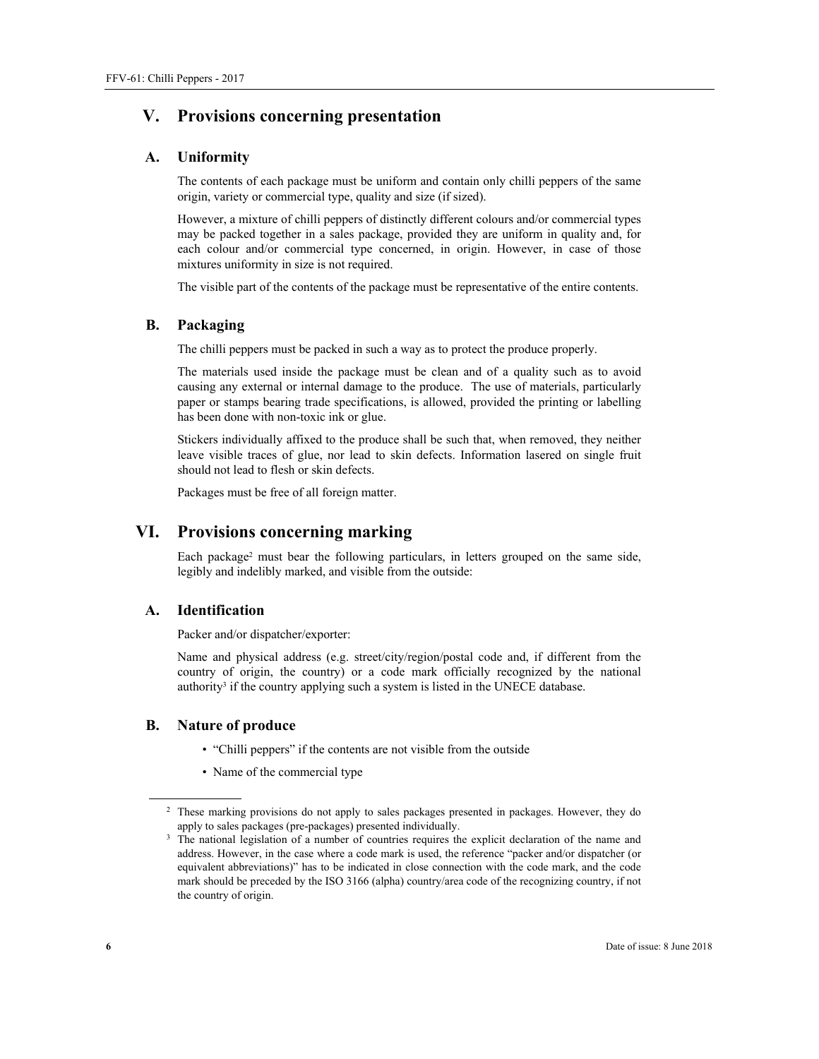## V. Provisions concerning presentation

### A. Uniformity

The contents of each package must be uniform and contain only chilli peppers of the same origin, variety or commercial type, quality and size (if sized).

However, a mixture of chilli peppers of distinctly different colours and/or commercial types may be packed together in a sales package, provided they are uniform in quality and, for each colour and/or commercial type concerned, in origin. However, in case of those mixtures uniformity in size is not required.

The visible part of the contents of the package must be representative of the entire contents.

### B. Packaging

The chilli peppers must be packed in such a way as to protect the produce properly.

The materials used inside the package must be clean and of a quality such as to avoid causing any external or internal damage to the produce. The use of materials, particularly paper or stamps bearing trade specifications, is allowed, provided the printing or labelling has been done with non-toxic ink or glue.

Stickers individually affixed to the produce shall be such that, when removed, they neither leave visible traces of glue, nor lead to skin defects. Information lasered on single fruit should not lead to flesh or skin defects.

Packages must be free of all foreign matter.

## VI. Provisions concerning marking

Each package[2] must bear the following particulars, in letters grouped on the same side, legibly and indelibly marked, and visible from the outside:

### A. Identification

Packer and/or dispatcher/exporter:

Name and physical address (e.g. street/city/region/postal code and, if different from the country of origin, the country) or a code mark officially recognized by the national authority[3] if the country applying such a system is listed in the UNECE database.

### B. Nature of produce

- "Chilli peppers" if the contents are not visible from the outside
- Name of the commercial type

---

[2] These marking provisions do not apply to sales packages presented in packages. However, they do apply to sales packages (pre-packages) presented individually.

[3] The national legislation of a number of countries requires the explicit declaration of the name and address. However, in the case where a code mark is used, the reference "packer and/or dispatcher (or equivalent abbreviations)" has to be indicated in close connection with the code mark, and the code mark should be preceded by the ISO 3166 (alpha) country/area code of the recognizing country, if not the country of origin.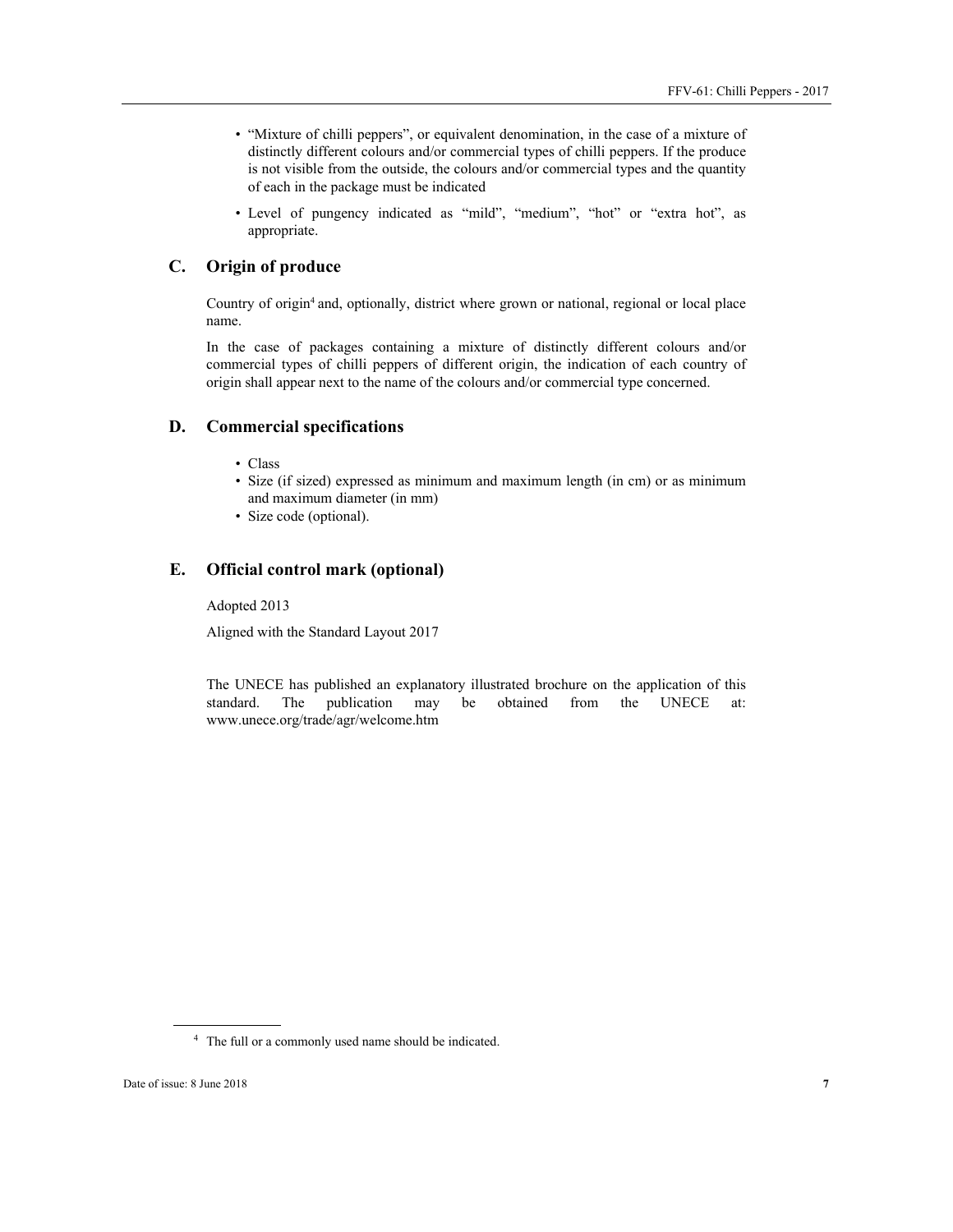- "Mixture of chilli peppers", or equivalent denomination, in the case of a mixture of distinctly different colours and/or commercial types of chilli peppers. If the produce is not visible from the outside, the colours and/or commercial types and the quantity of each in the package must be indicated
- Level of pungency indicated as "mild", "medium", "hot" or "extra hot", as appropriate.

## C. Origin of produce

Country of origin[4] and, optionally, district where grown or national, regional or local place name.

In the case of packages containing a mixture of distinctly different colours and/or commercial types of chilli peppers of different origin, the indication of each country of origin shall appear next to the name of the colours and/or commercial type concerned.

## D. Commercial specifications

- Class
- Size (if sized) expressed as minimum and maximum length (in cm) or as minimum and maximum diameter (in mm)
- Size code (optional).

## E. Official control mark (optional)

Adopted 2013

Aligned with the Standard Layout 2017

The UNECE has published an explanatory illustrated brochure on the application of this standard. The publication may be obtained from the UNECE at: www.unece.org/trade/agr/welcome.htm

[4] The full or a commonly used name should be indicated.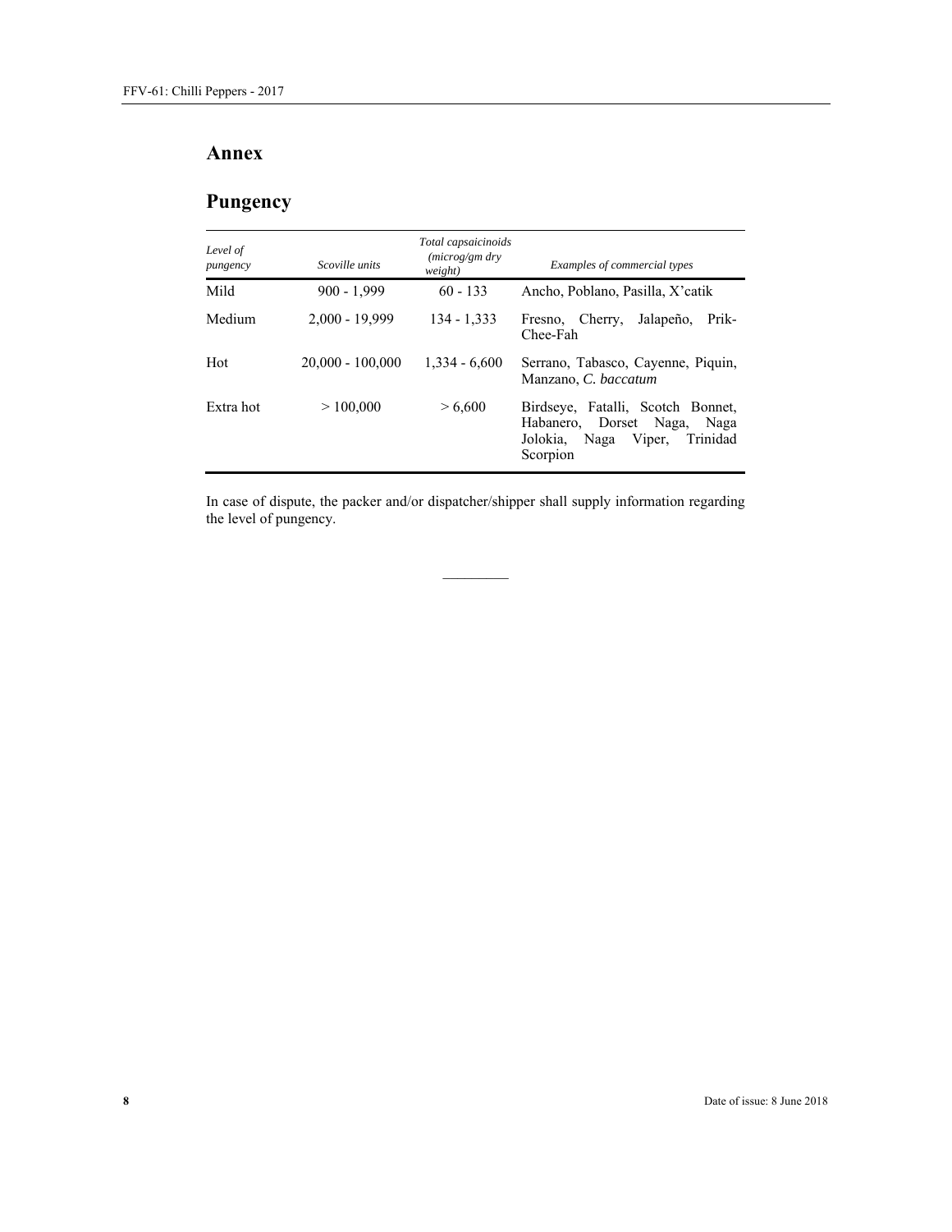# Annex

## Pungency

| *Level of pungency* | *Scoville units* | *Total capsaicinoids (microg/gm dry weight)* | *Examples of commercial types* |
|---|---|---|---|
| Mild | 900 - 1,999 | 60 - 133 | Ancho, Poblano, Pasilla, X'catik |
| Medium | 2,000 - 19,999 | 134 - 1,333 | Fresno, Cherry, Jalapeño, Prik-Chee-Fah |
| Hot | 20,000 - 100,000 | 1,334 - 6,600 | Serrano, Tabasco, Cayenne, Piquin, Manzano, *C. baccatum* |
| Extra hot | > 100,000 | > 6,600 | Birdseye, Fatalli, Scotch Bonnet, Habanero, Dorset Naga, Naga Jolokia, Naga Viper, Trinidad Scorpion |

In case of dispute, the packer and/or dispatcher/shipper shall supply information regarding the level of pungency.

Date of issue: 8 June 2018